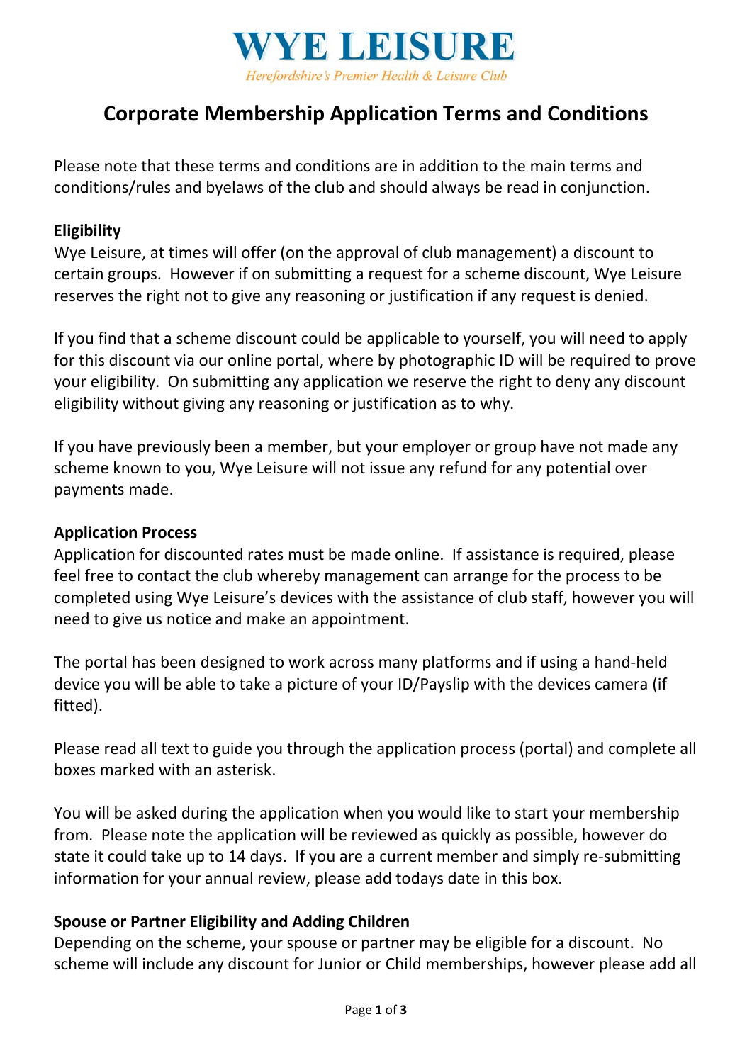# WYE LEISURE

*Herefordshire's Premier Health & Leisure Club*

## Corporate Membership Application Terms and Conditions

Please note that these terms and conditions are in addition to the main terms and conditions/rules and byelaws of the club and should always be read in conjunction.

**Eligibility**

Wye Leisure, at times will offer (on the approval of club management) a discount to certain groups. However if on submitting a request for a scheme discount, Wye Leisure reserves the right not to give any reasoning or justification if any request is denied.

If you find that a scheme discount could be applicable to yourself, you will need to apply for this discount via our online portal, where by photographic ID will be required to prove your eligibility. On submitting any application we reserve the right to deny any discount eligibility without giving any reasoning or justification as to why.

If you have previously been a member, but your employer or group have not made any scheme known to you, Wye Leisure will not issue any refund for any potential over payments made.

**Application Process**

Application for discounted rates must be made online. If assistance is required, please feel free to contact the club whereby management can arrange for the process to be completed using Wye Leisure's devices with the assistance of club staff, however you will need to give us notice and make an appointment.

The portal has been designed to work across many platforms and if using a hand-held device you will be able to take a picture of your ID/Payslip with the devices camera (if fitted).

Please read all text to guide you through the application process (portal) and complete all boxes marked with an asterisk.

You will be asked during the application when you would like to start your membership from. Please note the application will be reviewed as quickly as possible, however do state it could take up to 14 days. If you are a current member and simply re-submitting information for your annual review, please add todays date in this box.

**Spouse or Partner Eligibility and Adding Children**

Depending on the scheme, your spouse or partner may be eligible for a discount. No scheme will include any discount for Junior or Child memberships, however please add all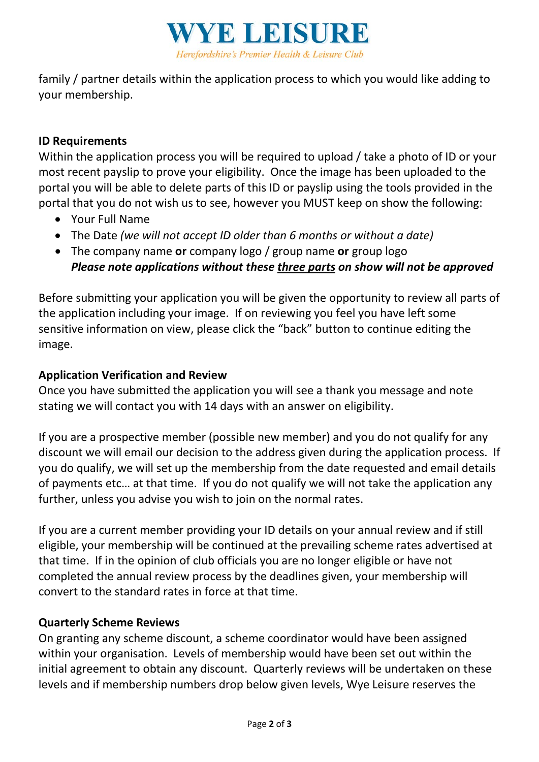family / partner details within the application process to which you would like adding to your membership.

**ID Requirements**

Within the application process you will be required to upload / take a photo of ID or your most recent payslip to prove your eligibility. Once the image has been uploaded to the portal you will be able to delete parts of this ID or payslip using the tools provided in the portal that you do not wish us to see, however you MUST keep on show the following:

- Your Full Name
- The Date *(we will not accept ID older than 6 months or without a date)*
- The company name **or** company logo / group name **or** group logo
  ***Please note applications without these <u>three parts</u> on show will not be approved***

Before submitting your application you will be given the opportunity to review all parts of the application including your image. If on reviewing you feel you have left some sensitive information on view, please click the "back" button to continue editing the image.

**Application Verification and Review**

Once you have submitted the application you will see a thank you message and note stating we will contact you with 14 days with an answer on eligibility.

If you are a prospective member (possible new member) and you do not qualify for any discount we will email our decision to the address given during the application process. If you do qualify, we will set up the membership from the date requested and email details of payments etc… at that time. If you do not qualify we will not take the application any further, unless you advise you wish to join on the normal rates.

If you are a current member providing your ID details on your annual review and if still eligible, your membership will be continued at the prevailing scheme rates advertised at that time. If in the opinion of club officials you are no longer eligible or have not completed the annual review process by the deadlines given, your membership will convert to the standard rates in force at that time.

**Quarterly Scheme Reviews**

On granting any scheme discount, a scheme coordinator would have been assigned within your organisation. Levels of membership would have been set out within the initial agreement to obtain any discount. Quarterly reviews will be undertaken on these levels and if membership numbers drop below given levels, Wye Leisure reserves the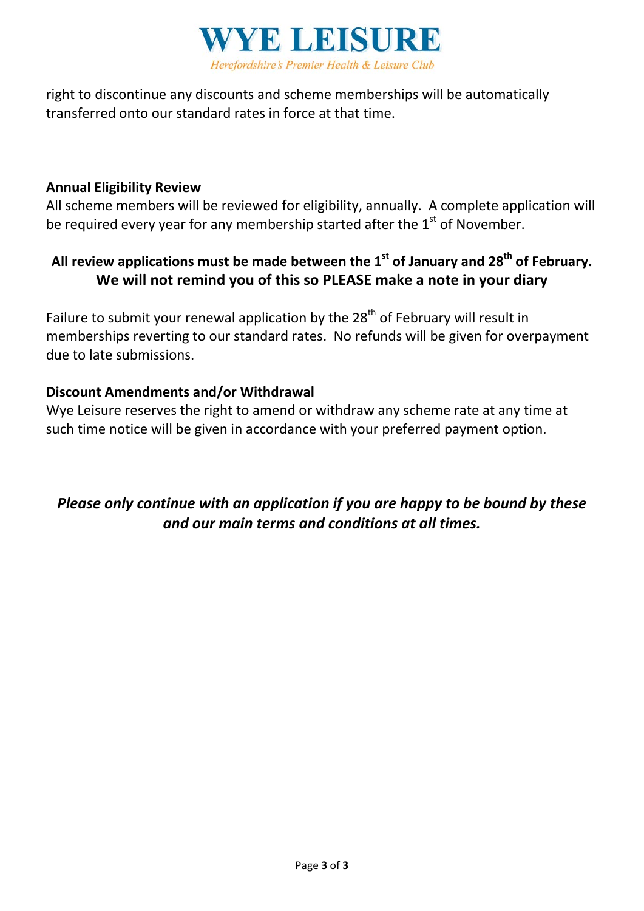right to discontinue any discounts and scheme memberships will be automatically transferred onto our standard rates in force at that time.

**Annual Eligibility Review**

All scheme members will be reviewed for eligibility, annually. A complete application will be required every year for any membership started after the 1st of November.

**All review applications must be made between the 1st of January and 28th of February. We will not remind you of this so PLEASE make a note in your diary**

Failure to submit your renewal application by the 28th of February will result in memberships reverting to our standard rates. No refunds will be given for overpayment due to late submissions.

**Discount Amendments and/or Withdrawal**

Wye Leisure reserves the right to amend or withdraw any scheme rate at any time at such time notice will be given in accordance with your preferred payment option.

***Please only continue with an application if you are happy to be bound by these and our main terms and conditions at all times.***